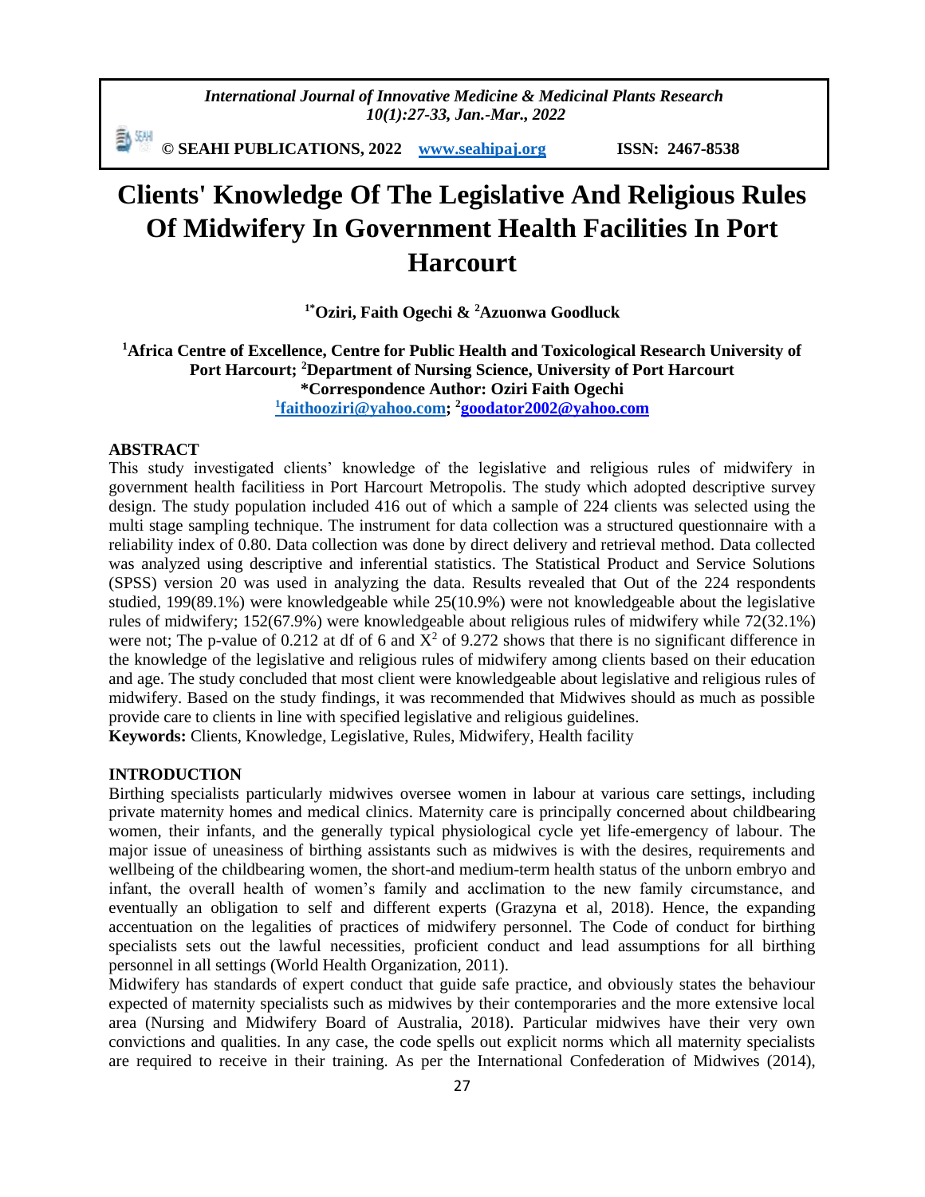# Clients' Knowledge Of The Legislative And Religious Rules Of Midwifery In Government Health Facilities In Port Harcourt

**[1*]Oziri, Faith Ogechi & [2]Azuonwa Goodluck**

**[1]Africa Centre of Excellence, Centre for Public Health and Toxicological Research University of Port Harcourt; [2]Department of Nursing Science, University of Port Harcourt**
**\*Correspondence Author: Oziri Faith Ogechi**
**[1]faithooziri@yahoo.com; [2]goodator2002@yahoo.com**

## ABSTRACT

This study investigated clients' knowledge of the legislative and religious rules of midwifery in government health facilitiess in Port Harcourt Metropolis. The study which adopted descriptive survey design. The study population included 416 out of which a sample of 224 clients was selected using the multi stage sampling technique. The instrument for data collection was a structured questionnaire with a reliability index of 0.80. Data collection was done by direct delivery and retrieval method. Data collected was analyzed using descriptive and inferential statistics. The Statistical Product and Service Solutions (SPSS) version 20 was used in analyzing the data. Results revealed that Out of the 224 respondents studied, 199(89.1%) were knowledgeable while 25(10.9%) were not knowledgeable about the legislative rules of midwifery; 152(67.9%) were knowledgeable about religious rules of midwifery while 72(32.1%) were not; The p-value of 0.212 at df of 6 and $X^2$ of 9.272 shows that there is no significant difference in the knowledge of the legislative and religious rules of midwifery among clients based on their education and age. The study concluded that most client were knowledgeable about legislative and religious rules of midwifery. Based on the study findings, it was recommended that Midwives should as much as possible provide care to clients in line with specified legislative and religious guidelines.

**Keywords:** Clients, Knowledge, Legislative, Rules, Midwifery, Health facility

## INTRODUCTION

Birthing specialists particularly midwives oversee women in labour at various care settings, including private maternity homes and medical clinics. Maternity care is principally concerned about childbearing women, their infants, and the generally typical physiological cycle yet life-emergency of labour. The major issue of uneasiness of birthing assistants such as midwives is with the desires, requirements and wellbeing of the childbearing women, the short-and medium-term health status of the unborn embryo and infant, the overall health of women's family and acclimation to the new family circumstance, and eventually an obligation to self and different experts (Grazyna et al, 2018). Hence, the expanding accentuation on the legalities of practices of midwifery personnel. The Code of conduct for birthing specialists sets out the lawful necessities, proficient conduct and lead assumptions for all birthing personnel in all settings (World Health Organization, 2011).

Midwifery has standards of expert conduct that guide safe practice, and obviously states the behaviour expected of maternity specialists such as midwives by their contemporaries and the more extensive local area (Nursing and Midwifery Board of Australia, 2018). Particular midwives have their very own convictions and qualities. In any case, the code spells out explicit norms which all maternity specialists are required to receive in their training. As per the International Confederation of Midwives (2014),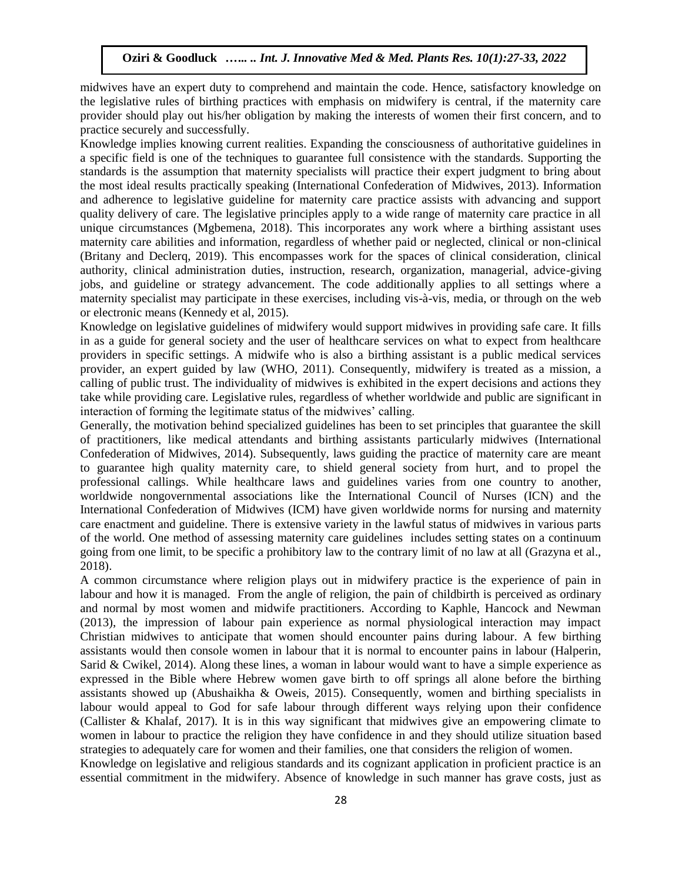midwives have an expert duty to comprehend and maintain the code. Hence, satisfactory knowledge on the legislative rules of birthing practices with emphasis on midwifery is central, if the maternity care provider should play out his/her obligation by making the interests of women their first concern, and to practice securely and successfully.

Knowledge implies knowing current realities. Expanding the consciousness of authoritative guidelines in a specific field is one of the techniques to guarantee full consistence with the standards. Supporting the standards is the assumption that maternity specialists will practice their expert judgment to bring about the most ideal results practically speaking (International Confederation of Midwives, 2013). Information and adherence to legislative guideline for maternity care practice assists with advancing and support quality delivery of care. The legislative principles apply to a wide range of maternity care practice in all unique circumstances (Mgbemena, 2018). This incorporates any work where a birthing assistant uses maternity care abilities and information, regardless of whether paid or neglected, clinical or non-clinical (Britany and Declerq, 2019). This encompasses work for the spaces of clinical consideration, clinical authority, clinical administration duties, instruction, research, organization, managerial, advice-giving jobs, and guideline or strategy advancement. The code additionally applies to all settings where a maternity specialist may participate in these exercises, including vis-à-vis, media, or through on the web or electronic means (Kennedy et al, 2015).

Knowledge on legislative guidelines of midwifery would support midwives in providing safe care. It fills in as a guide for general society and the user of healthcare services on what to expect from healthcare providers in specific settings. A midwife who is also a birthing assistant is a public medical services provider, an expert guided by law (WHO, 2011). Consequently, midwifery is treated as a mission, a calling of public trust. The individuality of midwives is exhibited in the expert decisions and actions they take while providing care. Legislative rules, regardless of whether worldwide and public are significant in interaction of forming the legitimate status of the midwives' calling.

Generally, the motivation behind specialized guidelines has been to set principles that guarantee the skill of practitioners, like medical attendants and birthing assistants particularly midwives (International Confederation of Midwives, 2014). Subsequently, laws guiding the practice of maternity care are meant to guarantee high quality maternity care, to shield general society from hurt, and to propel the professional callings. While healthcare laws and guidelines varies from one country to another, worldwide nongovernmental associations like the International Council of Nurses (ICN) and the International Confederation of Midwives (ICM) have given worldwide norms for nursing and maternity care enactment and guideline. There is extensive variety in the lawful status of midwives in various parts of the world. One method of assessing maternity care guidelines includes setting states on a continuum going from one limit, to be specific a prohibitory law to the contrary limit of no law at all (Grazyna et al., 2018).

A common circumstance where religion plays out in midwifery practice is the experience of pain in labour and how it is managed. From the angle of religion, the pain of childbirth is perceived as ordinary and normal by most women and midwife practitioners. According to Kaphle, Hancock and Newman (2013), the impression of labour pain experience as normal physiological interaction may impact Christian midwives to anticipate that women should encounter pains during labour. A few birthing assistants would then console women in labour that it is normal to encounter pains in labour (Halperin, Sarid & Cwikel, 2014). Along these lines, a woman in labour would want to have a simple experience as expressed in the Bible where Hebrew women gave birth to off springs all alone before the birthing assistants showed up (Abushaikha & Oweis, 2015). Consequently, women and birthing specialists in labour would appeal to God for safe labour through different ways relying upon their confidence (Callister & Khalaf, 2017). It is in this way significant that midwives give an empowering climate to women in labour to practice the religion they have confidence in and they should utilize situation based strategies to adequately care for women and their families, one that considers the religion of women.

Knowledge on legislative and religious standards and its cognizant application in proficient practice is an essential commitment in the midwifery. Absence of knowledge in such manner has grave costs, just as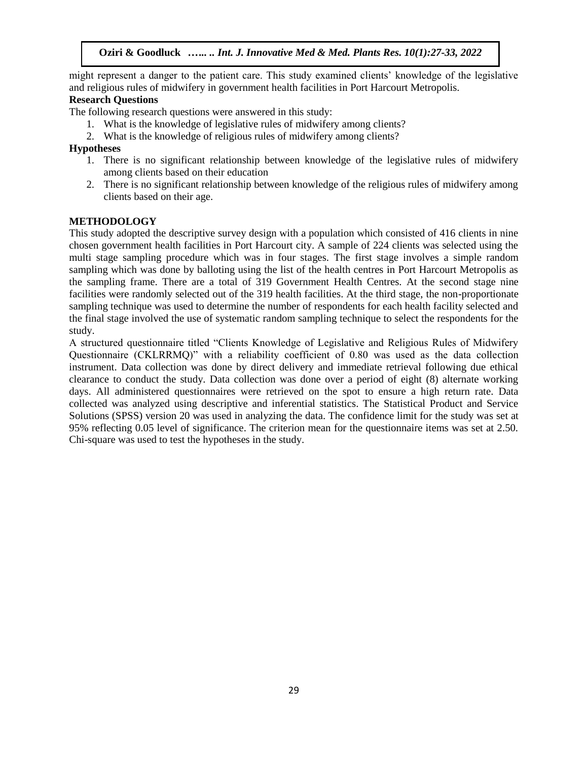might represent a danger to the patient care. This study examined clients' knowledge of the legislative and religious rules of midwifery in government health facilities in Port Harcourt Metropolis.

**Research Questions**

The following research questions were answered in this study:

1. What is the knowledge of legislative rules of midwifery among clients?
2. What is the knowledge of religious rules of midwifery among clients?

**Hypotheses**

1. There is no significant relationship between knowledge of the legislative rules of midwifery among clients based on their education
2. There is no significant relationship between knowledge of the religious rules of midwifery among clients based on their age.

## METHODOLOGY

This study adopted the descriptive survey design with a population which consisted of 416 clients in nine chosen government health facilities in Port Harcourt city. A sample of 224 clients was selected using the multi stage sampling procedure which was in four stages. The first stage involves a simple random sampling which was done by balloting using the list of the health centres in Port Harcourt Metropolis as the sampling frame. There are a total of 319 Government Health Centres. At the second stage nine facilities were randomly selected out of the 319 health facilities. At the third stage, the non-proportionate sampling technique was used to determine the number of respondents for each health facility selected and the final stage involved the use of systematic random sampling technique to select the respondents for the study.

A structured questionnaire titled "Clients Knowledge of Legislative and Religious Rules of Midwifery Questionnaire (CKLRRMQ)" with a reliability coefficient of 0.80 was used as the data collection instrument. Data collection was done by direct delivery and immediate retrieval following due ethical clearance to conduct the study. Data collection was done over a period of eight (8) alternate working days. All administered questionnaires were retrieved on the spot to ensure a high return rate. Data collected was analyzed using descriptive and inferential statistics. The Statistical Product and Service Solutions (SPSS) version 20 was used in analyzing the data. The confidence limit for the study was set at 95% reflecting 0.05 level of significance. The criterion mean for the questionnaire items was set at 2.50. Chi-square was used to test the hypotheses in the study.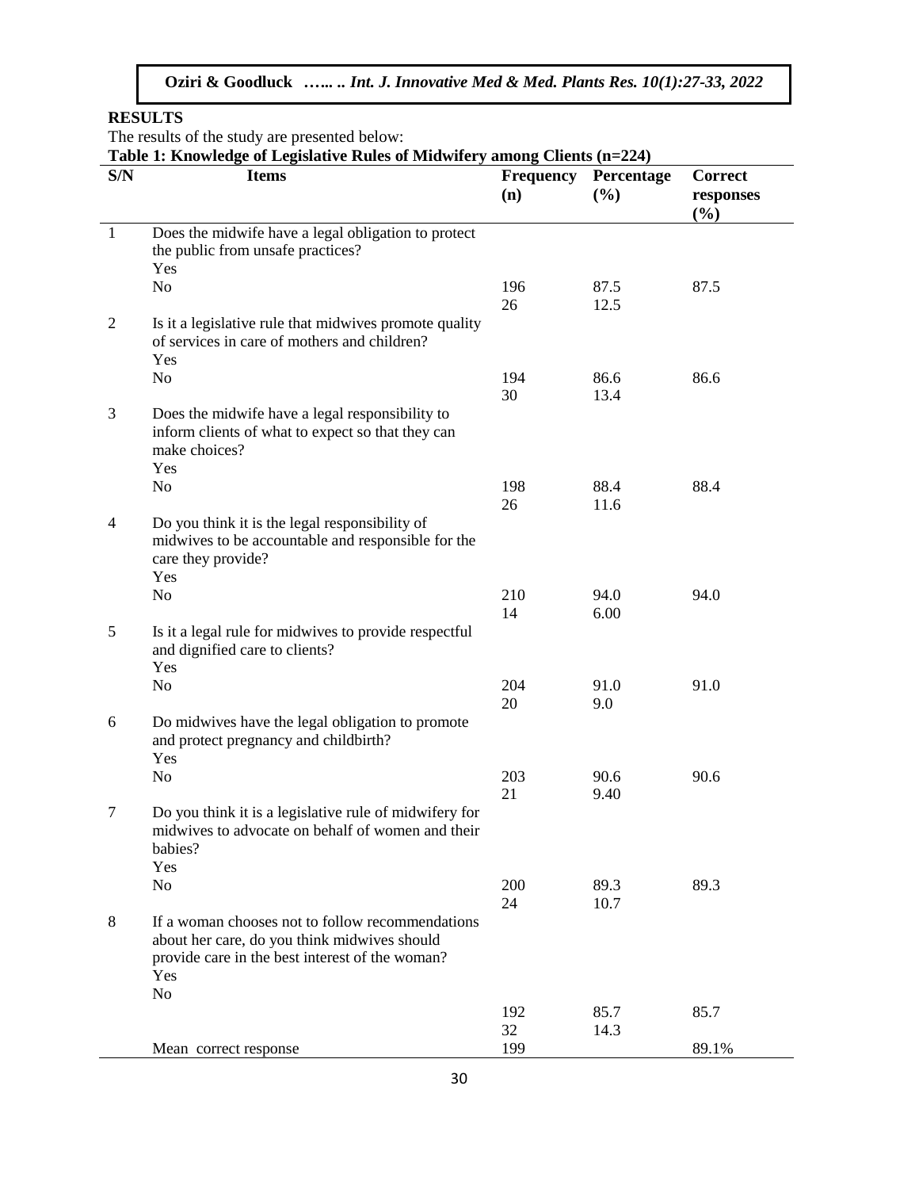## RESULTS

The results of the study are presented below:

**Table 1: Knowledge of Legislative Rules of Midwifery among Clients (n=224)**

| S/N | Items | Frequency (n) | Percentage (%) | Correct responses (%) |
|---|---|---|---|---|
| 1 | Does the midwife have a legal obligation to protect the public from unsafe practices? | | | |
| | Yes | 196 | 87.5 | 87.5 |
| | No | 26 | 12.5 | |
| 2 | Is it a legislative rule that midwives promote quality of services in care of mothers and children? | | | |
| | Yes | 194 | 86.6 | 86.6 |
| | No | 30 | 13.4 | |
| 3 | Does the midwife have a legal responsibility to inform clients of what to expect so that they can make choices? | | | |
| | Yes | 198 | 88.4 | 88.4 |
| | No | 26 | 11.6 | |
| 4 | Do you think it is the legal responsibility of midwives to be accountable and responsible for the care they provide? | | | |
| | Yes | 210 | 94.0 | 94.0 |
| | No | 14 | 6.00 | |
| 5 | Is it a legal rule for midwives to provide respectful and dignified care to clients? | | | |
| | Yes | 204 | 91.0 | 91.0 |
| | No | 20 | 9.0 | |
| 6 | Do midwives have the legal obligation to promote and protect pregnancy and childbirth? | | | |
| | Yes | 203 | 90.6 | 90.6 |
| | No | 21 | 9.40 | |
| 7 | Do you think it is a legislative rule of midwifery for midwives to advocate on behalf of women and their babies? | | | |
| | Yes | 200 | 89.3 | 89.3 |
| | No | 24 | 10.7 | |
| 8 | If a woman chooses not to follow recommendations about her care, do you think midwives should provide care in the best interest of the woman? | | | |
| | Yes | 192 | 85.7 | 85.7 |
| | No | 32 | 14.3 | |
| | Mean correct response | 199 | | 89.1% |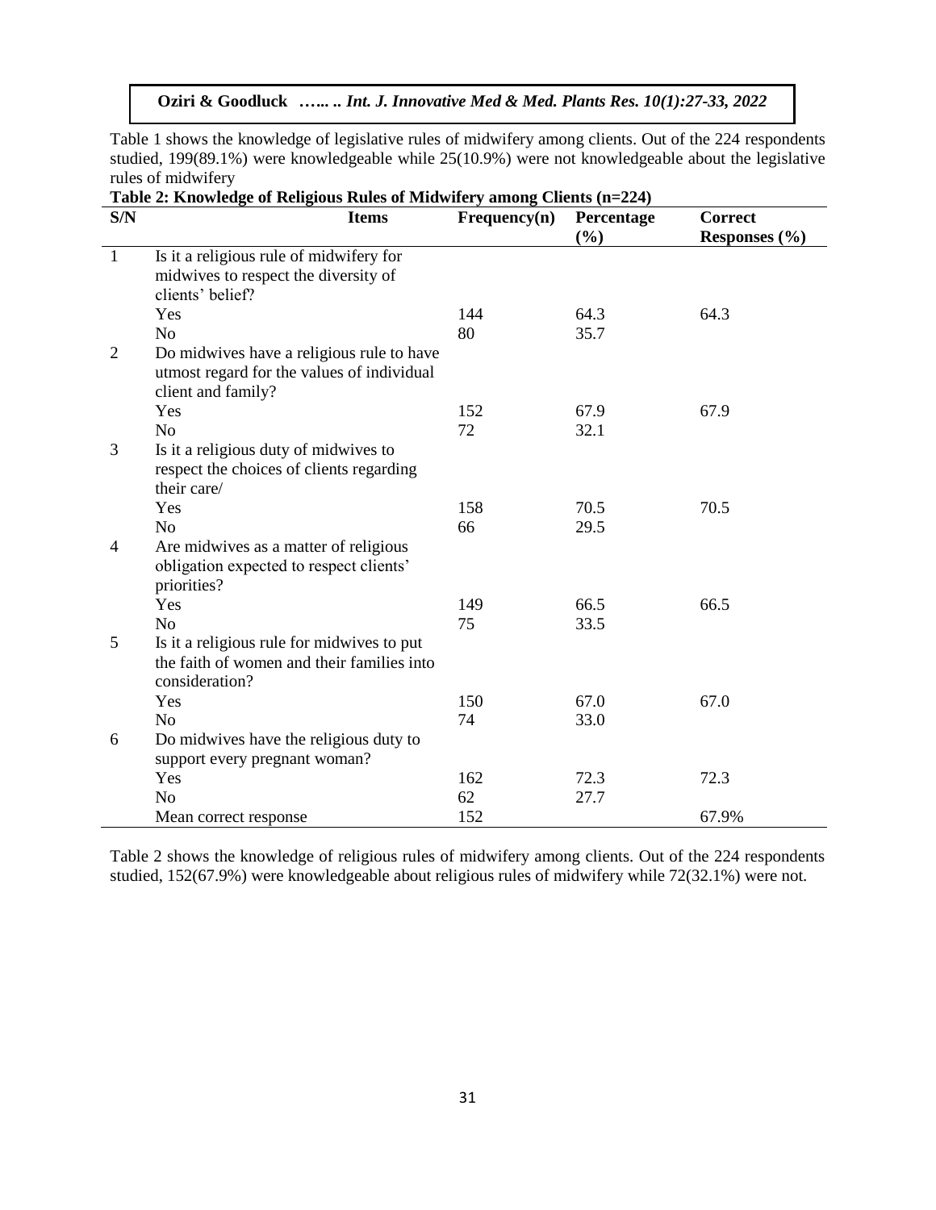Table 1 shows the knowledge of legislative rules of midwifery among clients. Out of the 224 respondents studied, 199(89.1%) were knowledgeable while 25(10.9%) were not knowledgeable about the legislative rules of midwifery

**Table 2: Knowledge of Religious Rules of Midwifery among Clients (n=224)**

| S/N | Items | Frequency(n) | Percentage (%) | Correct Responses (%) |
|---|---|---|---|---|
| 1 | Is it a religious rule of midwifery for midwives to respect the diversity of clients' belief? | | | |
| | Yes | 144 | 64.3 | 64.3 |
| | No | 80 | 35.7 | |
| 2 | Do midwives have a religious rule to have utmost regard for the values of individual client and family? | | | |
| | Yes | 152 | 67.9 | 67.9 |
| | No | 72 | 32.1 | |
| 3 | Is it a religious duty of midwives to respect the choices of clients regarding their care/ | | | |
| | Yes | 158 | 70.5 | 70.5 |
| | No | 66 | 29.5 | |
| 4 | Are midwives as a matter of religious obligation expected to respect clients' priorities? | | | |
| | Yes | 149 | 66.5 | 66.5 |
| | No | 75 | 33.5 | |
| 5 | Is it a religious rule for midwives to put the faith of women and their families into consideration? | | | |
| | Yes | 150 | 67.0 | 67.0 |
| | No | 74 | 33.0 | |
| 6 | Do midwives have the religious duty to support every pregnant woman? | | | |
| | Yes | 162 | 72.3 | 72.3 |
| | No | 62 | 27.7 | |
| | Mean correct response | 152 | | 67.9% |

Table 2 shows the knowledge of religious rules of midwifery among clients. Out of the 224 respondents studied, 152(67.9%) were knowledgeable about religious rules of midwifery while 72(32.1%) were not.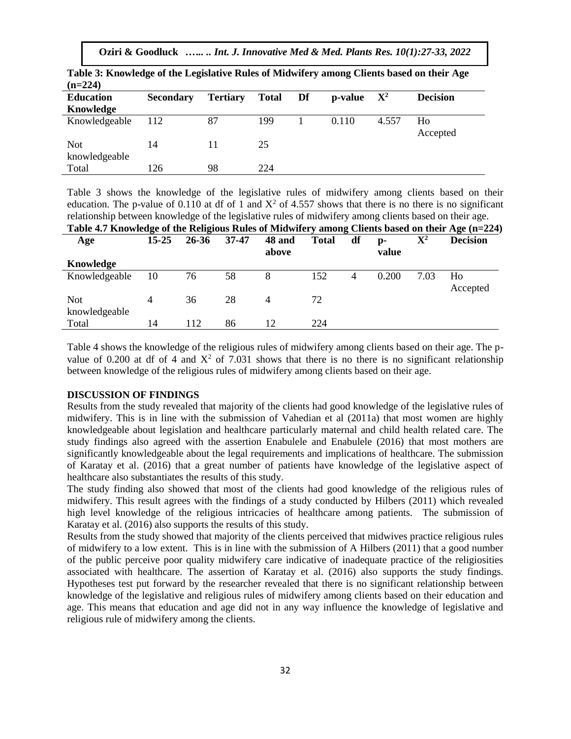**Table 3: Knowledge of the Legislative Rules of Midwifery among Clients based on their Age (n=224)**

| Education Knowledge | Secondary | Tertiary | Total | Df | p-value | $X^2$ | Decision |
|---|---|---|---|---|---|---|---|
| Knowledgeable | 112 | 87 | 199 | 1 | 0.110 | 4.557 | Ho Accepted |
| Not knowledgeable | 14 | 11 | 25 | | | | |
| Total | 126 | 98 | 224 | | | | |

Table 3 shows the knowledge of the legislative rules of midwifery among clients based on their education. The p-value of 0.110 at df of 1 and $X^2$ of 4.557 shows that there is no there is no significant relationship between knowledge of the legislative rules of midwifery among clients based on their age.

**Table 4.7 Knowledge of the Religious Rules of Midwifery among Clients based on their Age (n=224)**

| Age Knowledge | 15-25 | 26-36 | 37-47 | 48 and above | Total | df | p-value | $X^2$ | Decision |
|---|---|---|---|---|---|---|---|---|---|
| Knowledgeable | 10 | 76 | 58 | 8 | 152 | 4 | 0.200 | 7.03 | Ho Accepted |
| Not knowledgeable | 4 | 36 | 28 | 4 | 72 | | | | |
| Total | 14 | 112 | 86 | 12 | 224 | | | | |

Table 4 shows the knowledge of the religious rules of midwifery among clients based on their age. The p-value of 0.200 at df of 4 and $X^2$ of 7.031 shows that there is no there is no significant relationship between knowledge of the religious rules of midwifery among clients based on their age.

**DISCUSSION OF FINDINGS**

Results from the study revealed that majority of the clients had good knowledge of the legislative rules of midwifery. This is in line with the submission of Vahedian et al (2011a) that most women are highly knowledgeable about legislation and healthcare particularly maternal and child health related care. The study findings also agreed with the assertion Enabulele and Enabulele (2016) that most mothers are significantly knowledgeable about the legal requirements and implications of healthcare. The submission of Karatay et al. (2016) that a great number of patients have knowledge of the legislative aspect of healthcare also substantiates the results of this study.

The study finding also showed that most of the clients had good knowledge of the religious rules of midwifery. This result agrees with the findings of a study conducted by Hilbers (2011) which revealed high level knowledge of the religious intricacies of healthcare among patients. The submission of Karatay et al. (2016) also supports the results of this study.

Results from the study showed that majority of the clients perceived that midwives practice religious rules of midwifery to a low extent. This is in line with the submission of A Hilbers (2011) that a good number of the public perceive poor quality midwifery care indicative of inadequate practice of the religiosities associated with healthcare. The assertion of Karatay et al. (2016) also supports the study findings. Hypotheses test put forward by the researcher revealed that there is no significant relationship between knowledge of the legislative and religious rules of midwifery among clients based on their education and age. This means that education and age did not in any way influence the knowledge of legislative and religious rule of midwifery among the clients.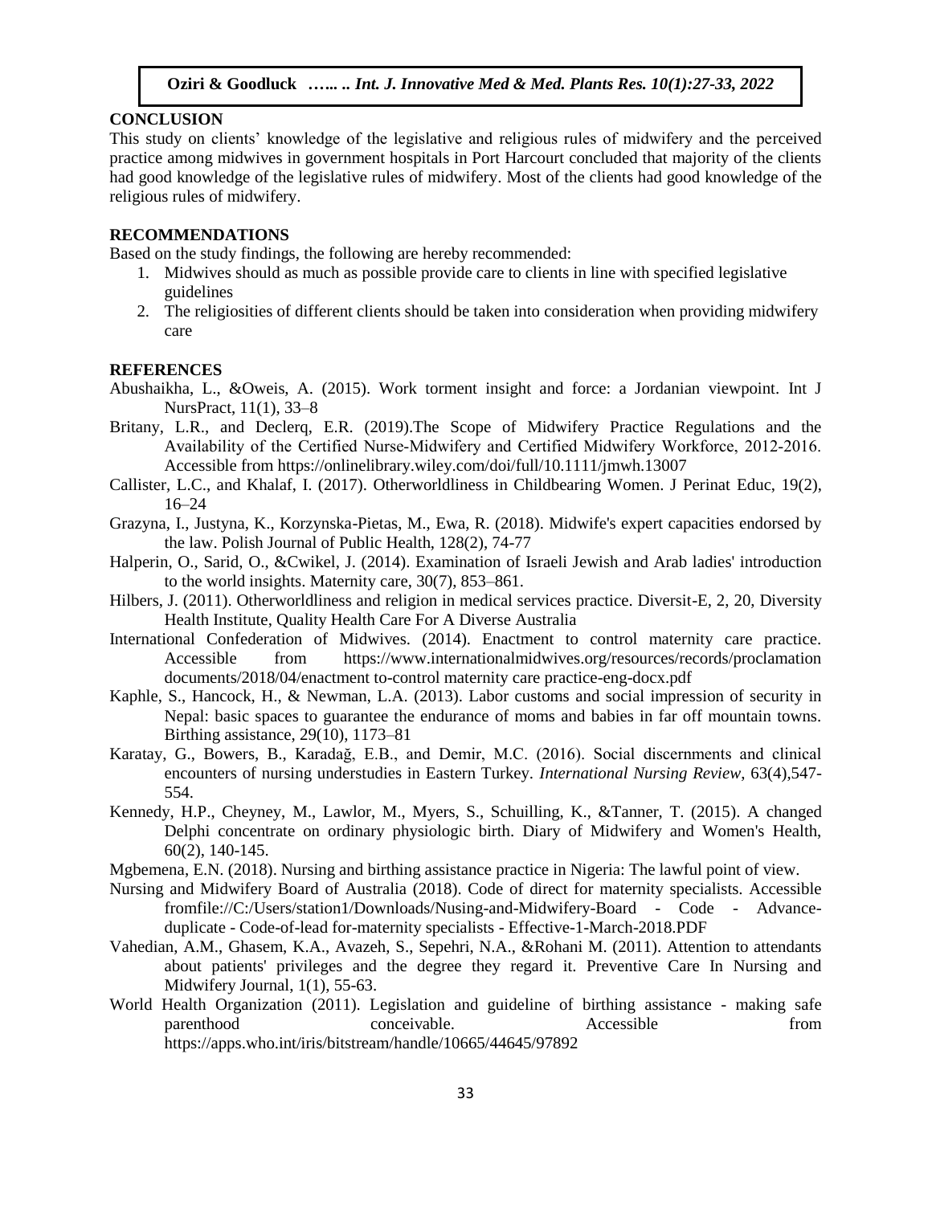## CONCLUSION

This study on clients' knowledge of the legislative and religious rules of midwifery and the perceived practice among midwives in government hospitals in Port Harcourt concluded that majority of the clients had good knowledge of the legislative rules of midwifery. Most of the clients had good knowledge of the religious rules of midwifery.

## RECOMMENDATIONS

Based on the study findings, the following are hereby recommended:

1. Midwives should as much as possible provide care to clients in line with specified legislative guidelines
2. The religiosities of different clients should be taken into consideration when providing midwifery care

## REFERENCES

Abushaikha, L., &Oweis, A. (2015). Work torment insight and force: a Jordanian viewpoint. Int J NursPract, 11(1), 33–8

Britany, L.R., and Declerq, E.R. (2019).The Scope of Midwifery Practice Regulations and the Availability of the Certified Nurse-Midwifery and Certified Midwifery Workforce, 2012-2016. Accessible from https://onlinelibrary.wiley.com/doi/full/10.1111/jmwh.13007

Callister, L.C., and Khalaf, I. (2017). Otherworldliness in Childbearing Women. J Perinat Educ, 19(2), 16–24

Grazyna, I., Justyna, K., Korzynska-Pietas, M., Ewa, R. (2018). Midwife's expert capacities endorsed by the law. Polish Journal of Public Health, 128(2), 74-77

Halperin, O., Sarid, O., &Cwikel, J. (2014). Examination of Israeli Jewish and Arab ladies' introduction to the world insights. Maternity care, 30(7), 853–861.

Hilbers, J. (2011). Otherworldliness and religion in medical services practice. Diversit-E, 2, 20, Diversity Health Institute, Quality Health Care For A Diverse Australia

International Confederation of Midwives. (2014). Enactment to control maternity care practice. Accessible from https://www.internationalmidwives.org/resources/records/proclamation documents/2018/04/enactment to-control maternity care practice-eng-docx.pdf

Kaphle, S., Hancock, H., & Newman, L.A. (2013). Labor customs and social impression of security in Nepal: basic spaces to guarantee the endurance of moms and babies in far off mountain towns. Birthing assistance, 29(10), 1173–81

Karatay, G., Bowers, B., Karadağ, E.B., and Demir, M.C. (2016). Social discernments and clinical encounters of nursing understudies in Eastern Turkey. *International Nursing Review*, 63(4),547-554.

Kennedy, H.P., Cheyney, M., Lawlor, M., Myers, S., Schuilling, K., &Tanner, T. (2015). A changed Delphi concentrate on ordinary physiologic birth. Diary of Midwifery and Women's Health, 60(2), 140-145.

Mgbemena, E.N. (2018). Nursing and birthing assistance practice in Nigeria: The lawful point of view.

Nursing and Midwifery Board of Australia (2018). Code of direct for maternity specialists. Accessible fromfile://C:/Users/station1/Downloads/Nusing-and-Midwifery-Board - Code - Advance-duplicate - Code-of-lead for-maternity specialists - Effective-1-March-2018.PDF

Vahedian, A.M., Ghasem, K.A., Avazeh, S., Sepehri, N.A., &Rohani M. (2011). Attention to attendants about patients' privileges and the degree they regard it. Preventive Care In Nursing and Midwifery Journal, 1(1), 55-63.

World Health Organization (2011). Legislation and guideline of birthing assistance - making safe parenthood conceivable. Accessible from https://apps.who.int/iris/bitstream/handle/10665/44645/97892